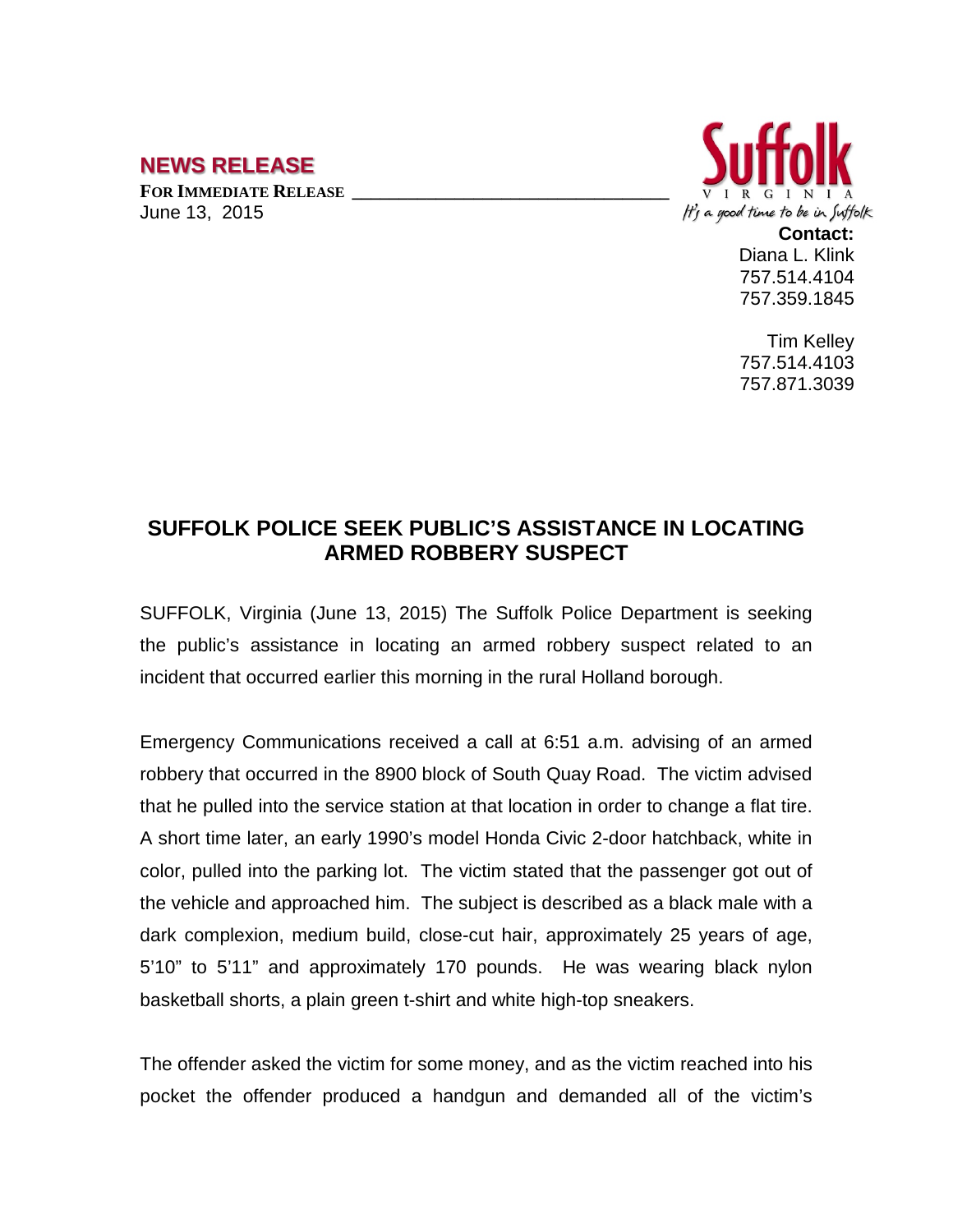**NEWS RELEASE**

**FOR IMMEDIATE RELEASE**
June 13, 2015

Suffolk
VIRGINIA
It's a good time to be in Suffolk

**Contact:**
Diana L. Klink
757.514.4104
757.359.1845

Tim Kelley
757.514.4103
757.871.3039

## SUFFOLK POLICE SEEK PUBLIC'S ASSISTANCE IN LOCATING ARMED ROBBERY SUSPECT

SUFFOLK, Virginia (June 13, 2015) The Suffolk Police Department is seeking the public's assistance in locating an armed robbery suspect related to an incident that occurred earlier this morning in the rural Holland borough.

Emergency Communications received a call at 6:51 a.m. advising of an armed robbery that occurred in the 8900 block of South Quay Road. The victim advised that he pulled into the service station at that location in order to change a flat tire. A short time later, an early 1990's model Honda Civic 2-door hatchback, white in color, pulled into the parking lot. The victim stated that the passenger got out of the vehicle and approached him. The subject is described as a black male with a dark complexion, medium build, close-cut hair, approximately 25 years of age, 5'10" to 5'11" and approximately 170 pounds. He was wearing black nylon basketball shorts, a plain green t-shirt and white high-top sneakers.

The offender asked the victim for some money, and as the victim reached into his pocket the offender produced a handgun and demanded all of the victim's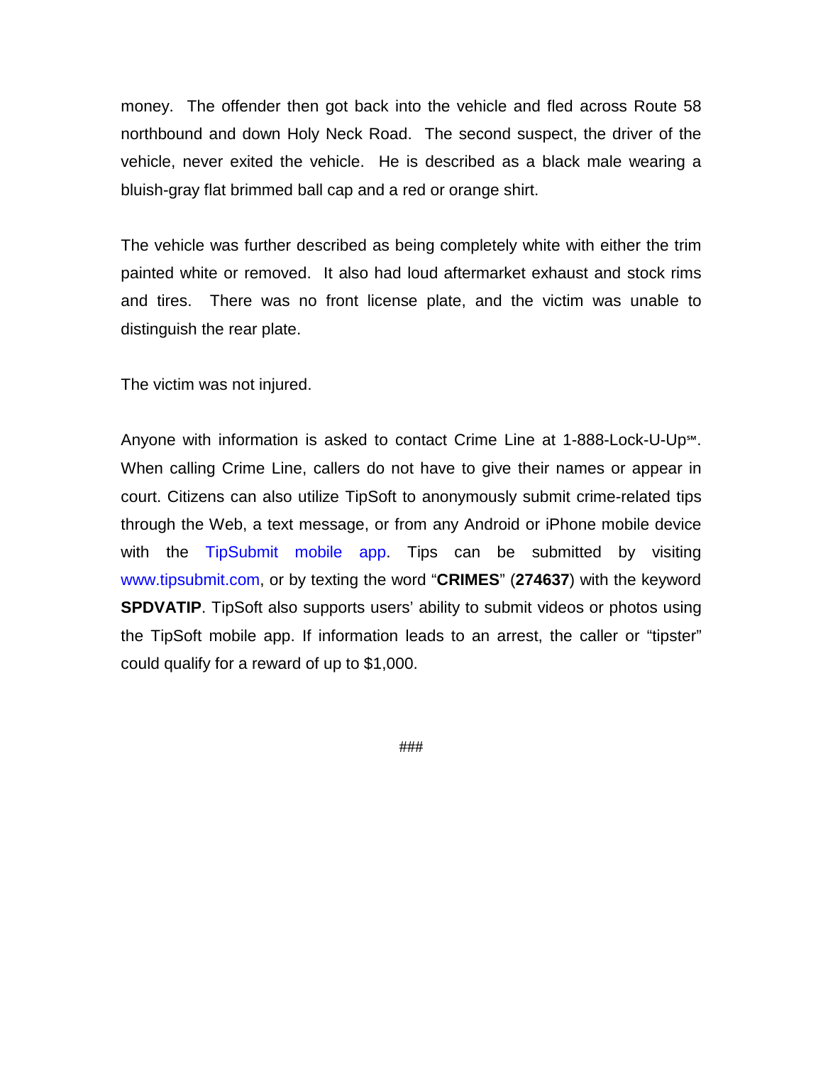money. The offender then got back into the vehicle and fled across Route 58 northbound and down Holy Neck Road. The second suspect, the driver of the vehicle, never exited the vehicle. He is described as a black male wearing a bluish-gray flat brimmed ball cap and a red or orange shirt.

The vehicle was further described as being completely white with either the trim painted white or removed. It also had loud aftermarket exhaust and stock rims and tires. There was no front license plate, and the victim was unable to distinguish the rear plate.

The victim was not injured.

Anyone with information is asked to contact Crime Line at 1-888-Lock-U-Up℠. When calling Crime Line, callers do not have to give their names or appear in court. Citizens can also utilize TipSoft to anonymously submit crime-related tips through the Web, a text message, or from any Android or iPhone mobile device with the TipSubmit mobile app. Tips can be submitted by visiting www.tipsubmit.com, or by texting the word "**CRIMES**" (**274637**) with the keyword **SPDVATIP**. TipSoft also supports users' ability to submit videos or photos using the TipSoft mobile app. If information leads to an arrest, the caller or "tipster" could qualify for a reward of up to $1,000.

###